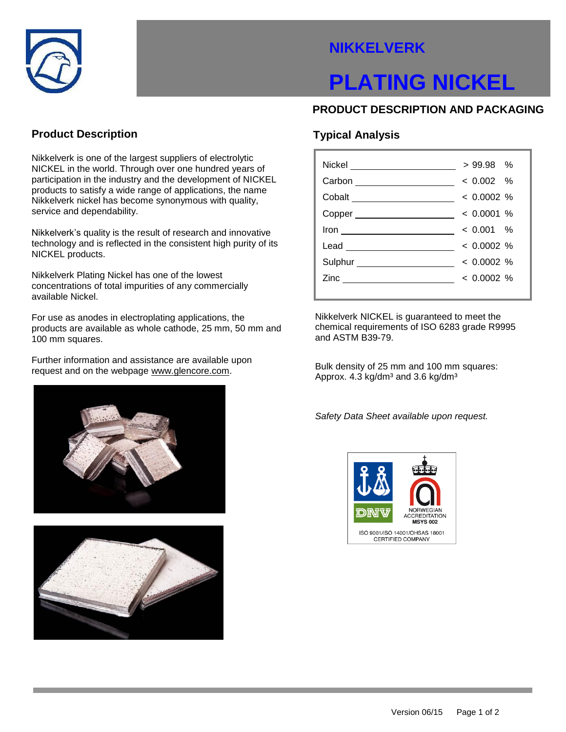# NIKKELVERK

# PLATING NICKEL

## PRODUCT DESCRIPTION AND PACKAGING

### Product Description

Nikkelverk is one of the largest suppliers of electrolytic NICKEL in the world. Through over one hundred years of participation in the industry and the development of NICKEL products to satisfy a wide range of applications, the name Nikkelverk nickel has become synonymous with quality, service and dependability.

Nikkelverk's quality is the result of research and innovative technology and is reflected in the consistent high purity of its NICKEL products.

Nikkelverk Plating Nickel has one of the lowest concentrations of total impurities of any commercially available Nickel.

For use as anodes in electroplating applications, the products are available as whole cathode, 25 mm, 50 mm and 100 mm squares.

Further information and assistance are available upon request and on the webpage www.glencore.com.

### Typical Analysis

| Element | Content |
|---|---|
| Nickel | > 99.98 % |
| Carbon | < 0.002 % |
| Cobalt | < 0.0002 % |
| Copper | < 0.0001 % |
| Iron | < 0.001 % |
| Lead | < 0.0002 % |
| Sulphur | < 0.0002 % |
| Zinc | < 0.0002 % |

Nikkelverk NICKEL is guaranteed to meet the chemical requirements of ISO 6283 grade R9995 and ASTM B39-79.

Bulk density of 25 mm and 100 mm squares: Approx. 4.3 kg/dm³ and 3.6 kg/dm³

*Safety Data Sheet available upon request.*

DNV — NORWEGIAN ACCREDITATION MSYS 002

ISO 9001/ISO 14001/OHSAS 18001 CERTIFIED COMPANY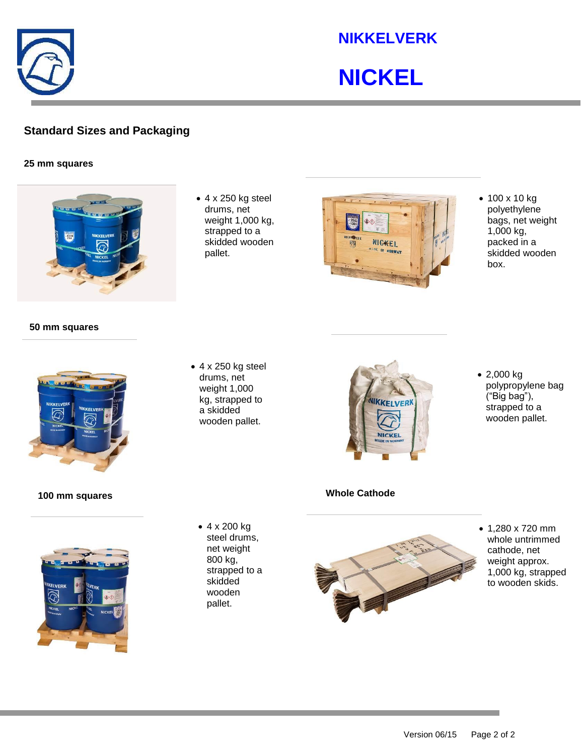# NIKKELVERK

# NICKEL

## Standard Sizes and Packaging

### 25 mm squares

- 4 x 250 kg steel drums, net weight 1,000 kg, strapped to a skidded wooden pallet.

- 100 x 10 kg polyethylene bags, net weight 1,000 kg, packed in a skidded wooden box.

### 50 mm squares

- 4 x 250 kg steel drums, net weight 1,000 kg, strapped to a skidded wooden pallet.

- 2,000 kg polypropylene bag ("Big bag"), strapped to a wooden pallet.

### 100 mm squares

- 4 x 200 kg steel drums, net weight 800 kg, strapped to a skidded wooden pallet.

### Whole Cathode

- 1,280 x 720 mm whole untrimmed cathode, net weight approx. 1,000 kg, strapped to wooden skids.

Version 06/15